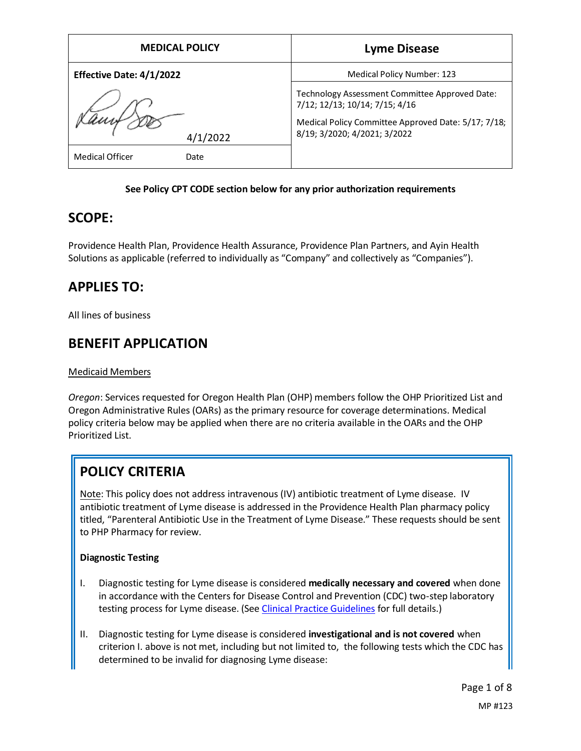| MEDICAL POLICY | Lyme Disease |
|---|---|
| **Effective Date: 4/1/2022** | Medical Policy Number: 123 |
| 4/1/2022 | Technology Assessment Committee Approved Date: 7/12; 12/13; 10/14; 7/15; 4/16<br><br>Medical Policy Committee Approved Date: 5/17; 7/18; 8/19; 3/2020; 4/2021; 3/2022 |
| Medical Officer Date | |

**See Policy CPT CODE section below for any prior authorization requirements**

## SCOPE:

Providence Health Plan, Providence Health Assurance, Providence Plan Partners, and Ayin Health Solutions as applicable (referred to individually as "Company" and collectively as "Companies").

## APPLIES TO:

All lines of business

## BENEFIT APPLICATION

Medicaid Members

*Oregon*: Services requested for Oregon Health Plan (OHP) members follow the OHP Prioritized List and Oregon Administrative Rules (OARs) as the primary resource for coverage determinations. Medical policy criteria below may be applied when there are no criteria available in the OARs and the OHP Prioritized List.

## POLICY CRITERIA

Note: This policy does not address intravenous (IV) antibiotic treatment of Lyme disease. IV antibiotic treatment of Lyme disease is addressed in the Providence Health Plan pharmacy policy titled, "Parenteral Antibiotic Use in the Treatment of Lyme Disease." These requests should be sent to PHP Pharmacy for review.

**Diagnostic Testing**

I. Diagnostic testing for Lyme disease is considered **medically necessary and covered** when done in accordance with the Centers for Disease Control and Prevention (CDC) two-step laboratory testing process for Lyme disease. (See Clinical Practice Guidelines for full details.)

II. Diagnostic testing for Lyme disease is considered **investigational and is not covered** when criterion I. above is not met, including but not limited to, the following tests which the CDC has determined to be invalid for diagnosing Lyme disease: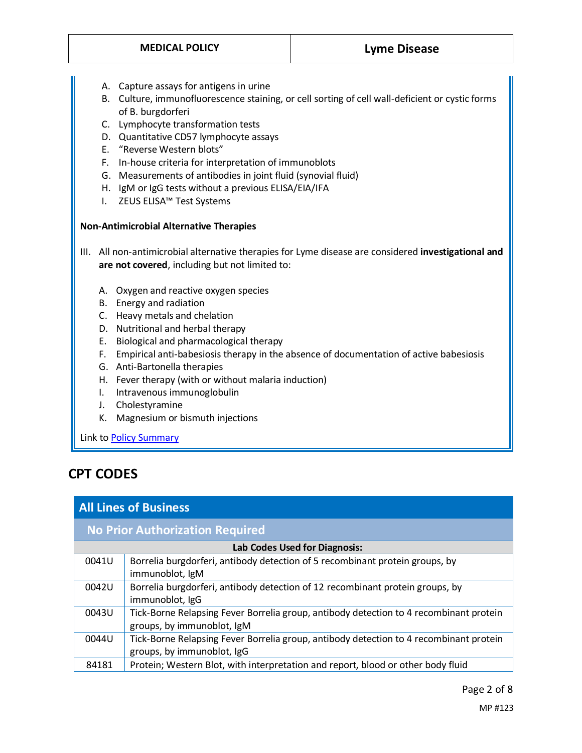A. Capture assays for antigens in urine
   B. Culture, immunofluorescence staining, or cell sorting of cell wall-deficient or cystic forms of B. burgdorferi
   C. Lymphocyte transformation tests
   D. Quantitative CD57 lymphocyte assays
   E. "Reverse Western blots"
   F. In-house criteria for interpretation of immunoblots
   G. Measurements of antibodies in joint fluid (synovial fluid)
   H. IgM or IgG tests without a previous ELISA/EIA/IFA
   I. ZEUS ELISA™ Test Systems

**Non-Antimicrobial Alternative Therapies**

III. All non-antimicrobial alternative therapies for Lyme disease are considered **investigational and are not covered**, including but not limited to:

   A. Oxygen and reactive oxygen species
   B. Energy and radiation
   C. Heavy metals and chelation
   D. Nutritional and herbal therapy
   E. Biological and pharmacological therapy
   F. Empirical anti-babesiosis therapy in the absence of documentation of active babesiosis
   G. Anti-Bartonella therapies
   H. Fever therapy (with or without malaria induction)
   I. Intravenous immunoglobulin
   J. Cholestyramine
   K. Magnesium or bismuth injections

Link to Policy Summary

## CPT CODES

| All Lines of Business | |
|---|---|
| **No Prior Authorization Required** | |
| **Lab Codes Used for Diagnosis:** | |
| 0041U | Borrelia burgdorferi, antibody detection of 5 recombinant protein groups, by immunoblot, IgM |
| 0042U | Borrelia burgdorferi, antibody detection of 12 recombinant protein groups, by immunoblot, IgG |
| 0043U | Tick-Borne Relapsing Fever Borrelia group, antibody detection to 4 recombinant protein groups, by immunoblot, IgM |
| 0044U | Tick-Borne Relapsing Fever Borrelia group, antibody detection to 4 recombinant protein groups, by immunoblot, IgG |
| 84181 | Protein; Western Blot, with interpretation and report, blood or other body fluid |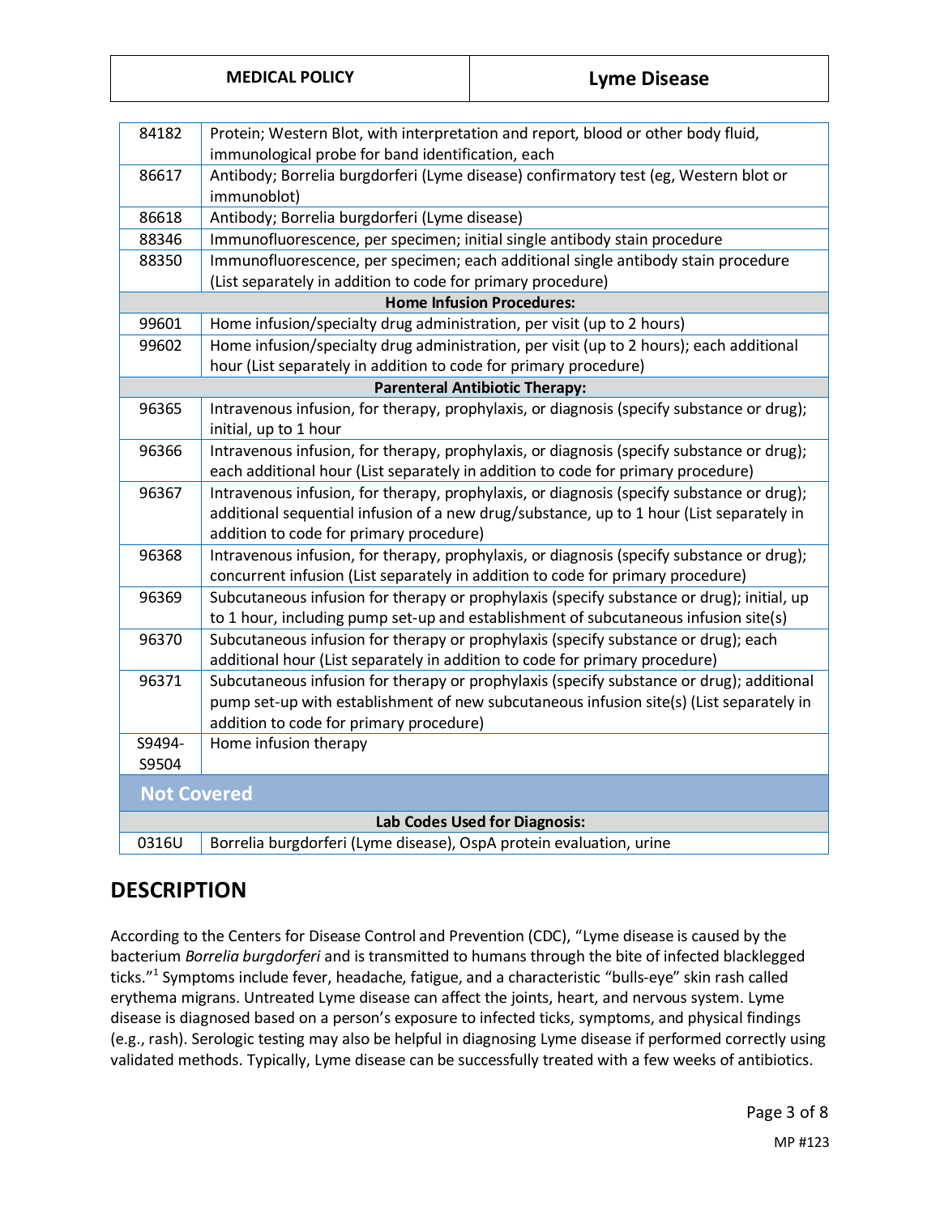| | |
|---|---|
| 84182 | Protein; Western Blot, with interpretation and report, blood or other body fluid, immunological probe for band identification, each |
| 86617 | Antibody; Borrelia burgdorferi (Lyme disease) confirmatory test (eg, Western blot or immunoblot) |
| 86618 | Antibody; Borrelia burgdorferi (Lyme disease) |
| 88346 | Immunofluorescence, per specimen; initial single antibody stain procedure |
| 88350 | Immunofluorescence, per specimen; each additional single antibody stain procedure (List separately in addition to code for primary procedure) |
| **Home Infusion Procedures:** | |
| 99601 | Home infusion/specialty drug administration, per visit (up to 2 hours) |
| 99602 | Home infusion/specialty drug administration, per visit (up to 2 hours); each additional hour (List separately in addition to code for primary procedure) |
| **Parenteral Antibiotic Therapy:** | |
| 96365 | Intravenous infusion, for therapy, prophylaxis, or diagnosis (specify substance or drug); initial, up to 1 hour |
| 96366 | Intravenous infusion, for therapy, prophylaxis, or diagnosis (specify substance or drug); each additional hour (List separately in addition to code for primary procedure) |
| 96367 | Intravenous infusion, for therapy, prophylaxis, or diagnosis (specify substance or drug); additional sequential infusion of a new drug/substance, up to 1 hour (List separately in addition to code for primary procedure) |
| 96368 | Intravenous infusion, for therapy, prophylaxis, or diagnosis (specify substance or drug); concurrent infusion (List separately in addition to code for primary procedure) |
| 96369 | Subcutaneous infusion for therapy or prophylaxis (specify substance or drug); initial, up to 1 hour, including pump set-up and establishment of subcutaneous infusion site(s) |
| 96370 | Subcutaneous infusion for therapy or prophylaxis (specify substance or drug); each additional hour (List separately in addition to code for primary procedure) |
| 96371 | Subcutaneous infusion for therapy or prophylaxis (specify substance or drug); additional pump set-up with establishment of new subcutaneous infusion site(s) (List separately in addition to code for primary procedure) |
| S9494-S9504 | Home infusion therapy |
| **Not Covered** | |
| **Lab Codes Used for Diagnosis:** | |
| 0316U | Borrelia burgdorferi (Lyme disease), OspA protein evaluation, urine |

## DESCRIPTION

According to the Centers for Disease Control and Prevention (CDC), "Lyme disease is caused by the bacterium *Borrelia burgdorferi* and is transmitted to humans through the bite of infected blacklegged ticks."[1] Symptoms include fever, headache, fatigue, and a characteristic "bulls-eye" skin rash called erythema migrans. Untreated Lyme disease can affect the joints, heart, and nervous system. Lyme disease is diagnosed based on a person's exposure to infected ticks, symptoms, and physical findings (e.g., rash). Serologic testing may also be helpful in diagnosing Lyme disease if performed correctly using validated methods. Typically, Lyme disease can be successfully treated with a few weeks of antibiotics.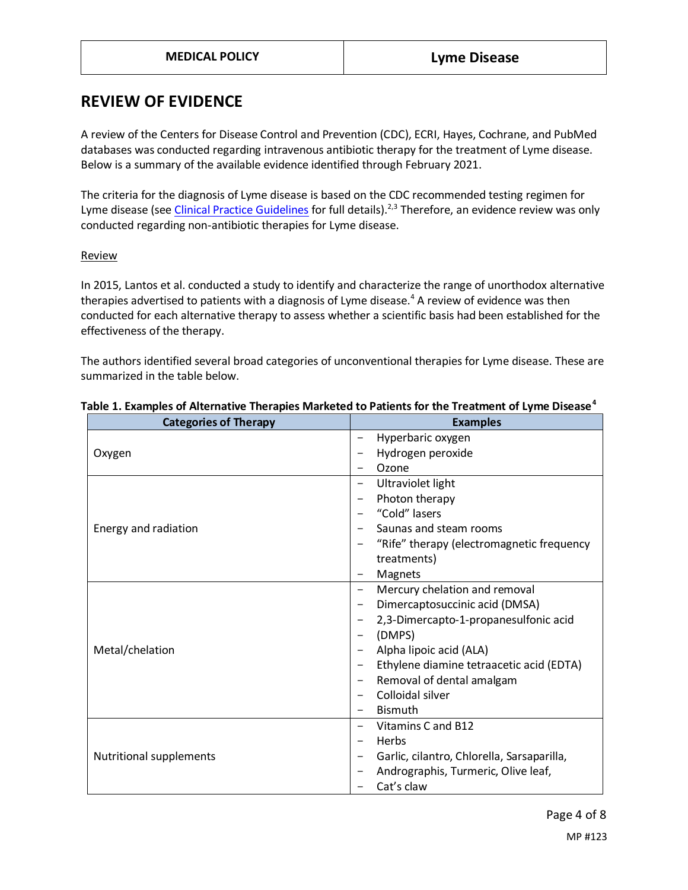## REVIEW OF EVIDENCE

A review of the Centers for Disease Control and Prevention (CDC), ECRI, Hayes, Cochrane, and PubMed databases was conducted regarding intravenous antibiotic therapy for the treatment of Lyme disease. Below is a summary of the available evidence identified through February 2021.

The criteria for the diagnosis of Lyme disease is based on the CDC recommended testing regimen for Lyme disease (see Clinical Practice Guidelines for full details).[2,3] Therefore, an evidence review was only conducted regarding non-antibiotic therapies for Lyme disease.

Review

In 2015, Lantos et al. conducted a study to identify and characterize the range of unorthodox alternative therapies advertised to patients with a diagnosis of Lyme disease.[4] A review of evidence was then conducted for each alternative therapy to assess whether a scientific basis had been established for the effectiveness of the therapy.

The authors identified several broad categories of unconventional therapies for Lyme disease. These are summarized in the table below.

**Table 1. Examples of Alternative Therapies Marketed to Patients for the Treatment of Lyme Disease[4]**

| Categories of Therapy | Examples |
|---|---|
| Oxygen | − Hyperbaric oxygen<br>− Hydrogen peroxide<br>− Ozone |
| Energy and radiation | − Ultraviolet light<br>− Photon therapy<br>− “Cold” lasers<br>− Saunas and steam rooms<br>− “Rife” therapy (electromagnetic frequency treatments)<br>− Magnets |
| Metal/chelation | − Mercury chelation and removal<br>− Dimercaptosuccinic acid (DMSA)<br>− 2,3-Dimercapto-1-propanesulfonic acid<br>− (DMPS)<br>− Alpha lipoic acid (ALA)<br>− Ethylene diamine tetraacetic acid (EDTA)<br>− Removal of dental amalgam<br>− Colloidal silver<br>− Bismuth |
| Nutritional supplements | − Vitamins C and B12<br>− Herbs<br>− Garlic, cilantro, Chlorella, Sarsaparilla,<br>− Andrographis, Turmeric, Olive leaf,<br>− Cat’s claw |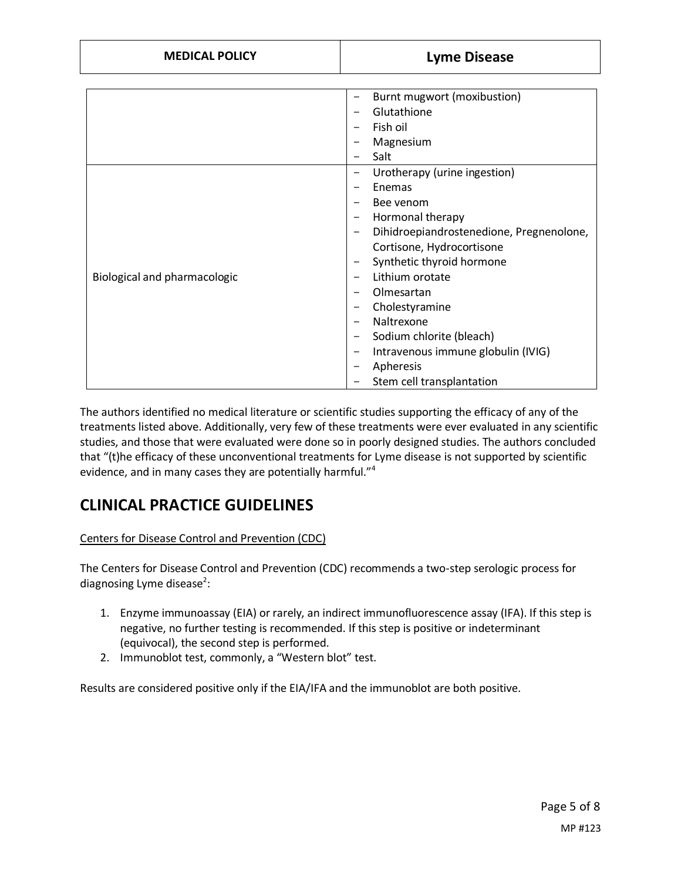| | |
|---|---|
| | − Burnt mugwort (moxibustion)<br>− Glutathione<br>− Fish oil<br>− Magnesium<br>− Salt |
| Biological and pharmacologic | − Urotherapy (urine ingestion)<br>− Enemas<br>− Bee venom<br>− Hormonal therapy<br>− Dihidroepiandrostenedione, Pregnenolone, Cortisone, Hydrocortisone<br>− Synthetic thyroid hormone<br>− Lithium orotate<br>− Olmesartan<br>− Cholestyramine<br>− Naltrexone<br>− Sodium chlorite (bleach)<br>− Intravenous immune globulin (IVIG)<br>− Apheresis<br>− Stem cell transplantation |

The authors identified no medical literature or scientific studies supporting the efficacy of any of the treatments listed above. Additionally, very few of these treatments were ever evaluated in any scientific studies, and those that were evaluated were done so in poorly designed studies. The authors concluded that "(t)he efficacy of these unconventional treatments for Lyme disease is not supported by scientific evidence, and in many cases they are potentially harmful."[4]

# CLINICAL PRACTICE GUIDELINES

Centers for Disease Control and Prevention (CDC)

The Centers for Disease Control and Prevention (CDC) recommends a two-step serologic process for diagnosing Lyme disease[2]:

1. Enzyme immunoassay (EIA) or rarely, an indirect immunofluorescence assay (IFA). If this step is negative, no further testing is recommended. If this step is positive or indeterminant (equivocal), the second step is performed.
2. Immunoblot test, commonly, a "Western blot" test.

Results are considered positive only if the EIA/IFA and the immunoblot are both positive.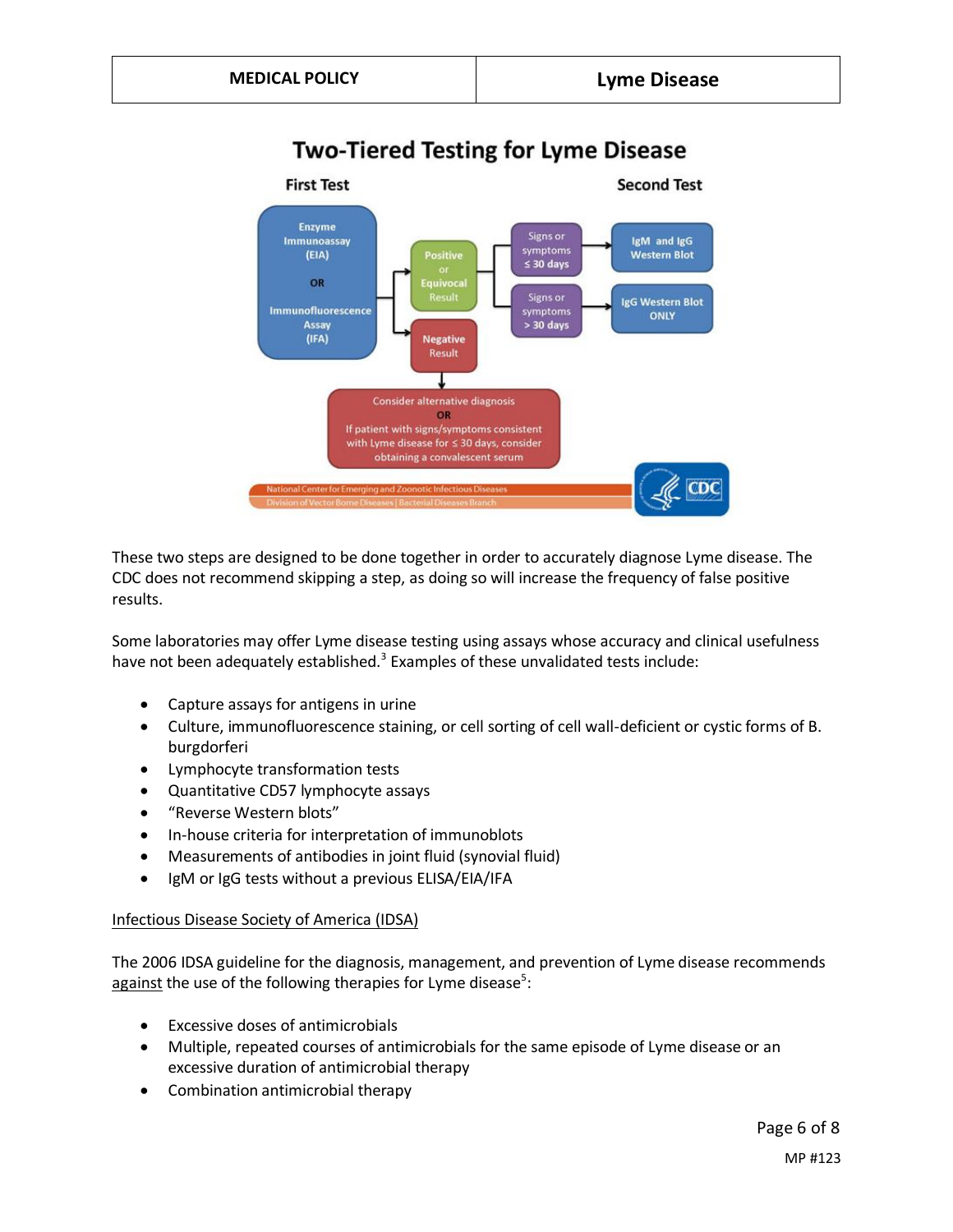## Two-Tiered Testing for Lyme Disease

**First Test**

Enzyme Immunoassay (EIA) OR Immunofluorescence Assay (IFA)

- Positive or Equivocal Result
  - Signs or symptoms ≤ 30 days → IgM and IgG Western Blot
  - Signs or symptoms > 30 days → IgG Western Blot ONLY
- Negative Result → Consider alternative diagnosis OR If patient with signs/symptoms consistent with Lyme disease for ≤ 30 days, consider obtaining a convalescent serum

**Second Test**

National Center for Emerging and Zoonotic Infectious Diseases
Division of Vector Borne Diseases | Bacterial Diseases Branch
CDC

These two steps are designed to be done together in order to accurately diagnose Lyme disease. The CDC does not recommend skipping a step, as doing so will increase the frequency of false positive results.

Some laboratories may offer Lyme disease testing using assays whose accuracy and clinical usefulness have not been adequately established.[3] Examples of these unvalidated tests include:

- Capture assays for antigens in urine
- Culture, immunofluorescence staining, or cell sorting of cell wall-deficient or cystic forms of B. burgdorferi
- Lymphocyte transformation tests
- Quantitative CD57 lymphocyte assays
- "Reverse Western blots"
- In-house criteria for interpretation of immunoblots
- Measurements of antibodies in joint fluid (synovial fluid)
- IgM or IgG tests without a previous ELISA/EIA/IFA

Infectious Disease Society of America (IDSA)

The 2006 IDSA guideline for the diagnosis, management, and prevention of Lyme disease recommends against the use of the following therapies for Lyme disease[5]:

- Excessive doses of antimicrobials
- Multiple, repeated courses of antimicrobials for the same episode of Lyme disease or an excessive duration of antimicrobial therapy
- Combination antimicrobial therapy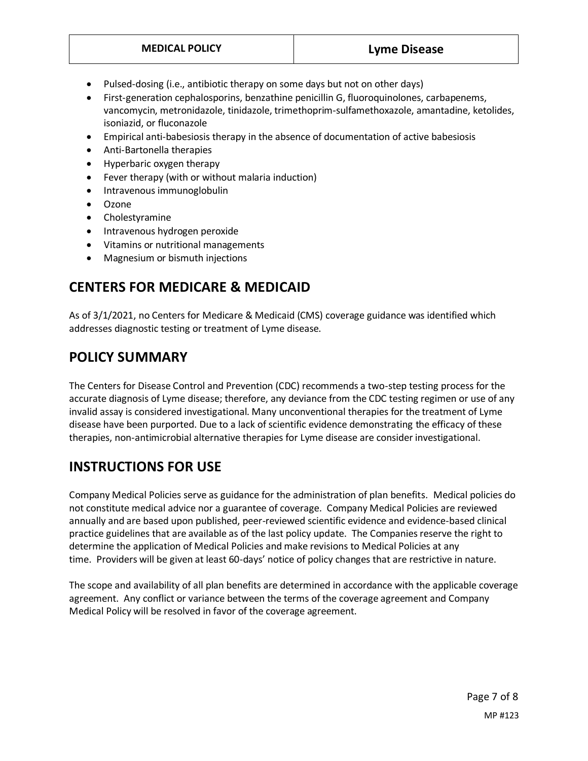- Pulsed-dosing (i.e., antibiotic therapy on some days but not on other days)
- First-generation cephalosporins, benzathine penicillin G, fluoroquinolones, carbapenems, vancomycin, metronidazole, tinidazole, trimethoprim-sulfamethoxazole, amantadine, ketolides, isoniazid, or fluconazole
- Empirical anti-babesiosis therapy in the absence of documentation of active babesiosis
- Anti-Bartonella therapies
- Hyperbaric oxygen therapy
- Fever therapy (with or without malaria induction)
- Intravenous immunoglobulin
- Ozone
- Cholestyramine
- Intravenous hydrogen peroxide
- Vitamins or nutritional managements
- Magnesium or bismuth injections

## CENTERS FOR MEDICARE & MEDICAID

As of 3/1/2021, no Centers for Medicare & Medicaid (CMS) coverage guidance was identified which addresses diagnostic testing or treatment of Lyme disease.

## POLICY SUMMARY

The Centers for Disease Control and Prevention (CDC) recommends a two-step testing process for the accurate diagnosis of Lyme disease; therefore, any deviance from the CDC testing regimen or use of any invalid assay is considered investigational. Many unconventional therapies for the treatment of Lyme disease have been purported. Due to a lack of scientific evidence demonstrating the efficacy of these therapies, non-antimicrobial alternative therapies for Lyme disease are consider investigational.

## INSTRUCTIONS FOR USE

Company Medical Policies serve as guidance for the administration of plan benefits. Medical policies do not constitute medical advice nor a guarantee of coverage. Company Medical Policies are reviewed annually and are based upon published, peer-reviewed scientific evidence and evidence-based clinical practice guidelines that are available as of the last policy update. The Companies reserve the right to determine the application of Medical Policies and make revisions to Medical Policies at any time. Providers will be given at least 60-days' notice of policy changes that are restrictive in nature.

The scope and availability of all plan benefits are determined in accordance with the applicable coverage agreement. Any conflict or variance between the terms of the coverage agreement and Company Medical Policy will be resolved in favor of the coverage agreement.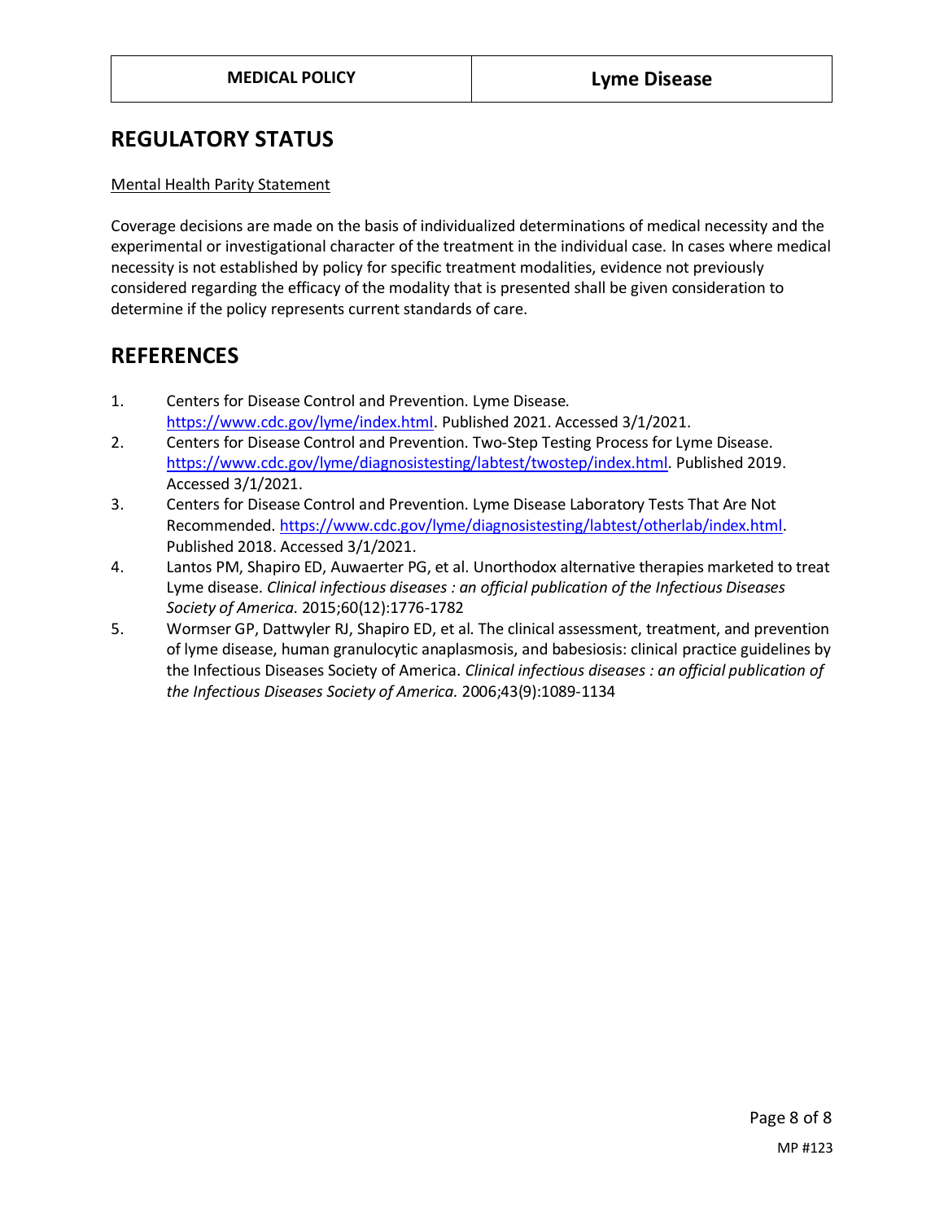## REGULATORY STATUS

Mental Health Parity Statement

Coverage decisions are made on the basis of individualized determinations of medical necessity and the experimental or investigational character of the treatment in the individual case. In cases where medical necessity is not established by policy for specific treatment modalities, evidence not previously considered regarding the efficacy of the modality that is presented shall be given consideration to determine if the policy represents current standards of care.

## REFERENCES

1. Centers for Disease Control and Prevention. Lyme Disease. https://www.cdc.gov/lyme/index.html. Published 2021. Accessed 3/1/2021.
2. Centers for Disease Control and Prevention. Two-Step Testing Process for Lyme Disease. https://www.cdc.gov/lyme/diagnosistesting/labtest/twostep/index.html. Published 2019. Accessed 3/1/2021.
3. Centers for Disease Control and Prevention. Lyme Disease Laboratory Tests That Are Not Recommended. https://www.cdc.gov/lyme/diagnosistesting/labtest/otherlab/index.html. Published 2018. Accessed 3/1/2021.
4. Lantos PM, Shapiro ED, Auwaerter PG, et al. Unorthodox alternative therapies marketed to treat Lyme disease. *Clinical infectious diseases : an official publication of the Infectious Diseases Society of America.* 2015;60(12):1776-1782
5. Wormser GP, Dattwyler RJ, Shapiro ED, et al. The clinical assessment, treatment, and prevention of lyme disease, human granulocytic anaplasmosis, and babesiosis: clinical practice guidelines by the Infectious Diseases Society of America. *Clinical infectious diseases : an official publication of the Infectious Diseases Society of America.* 2006;43(9):1089-1134